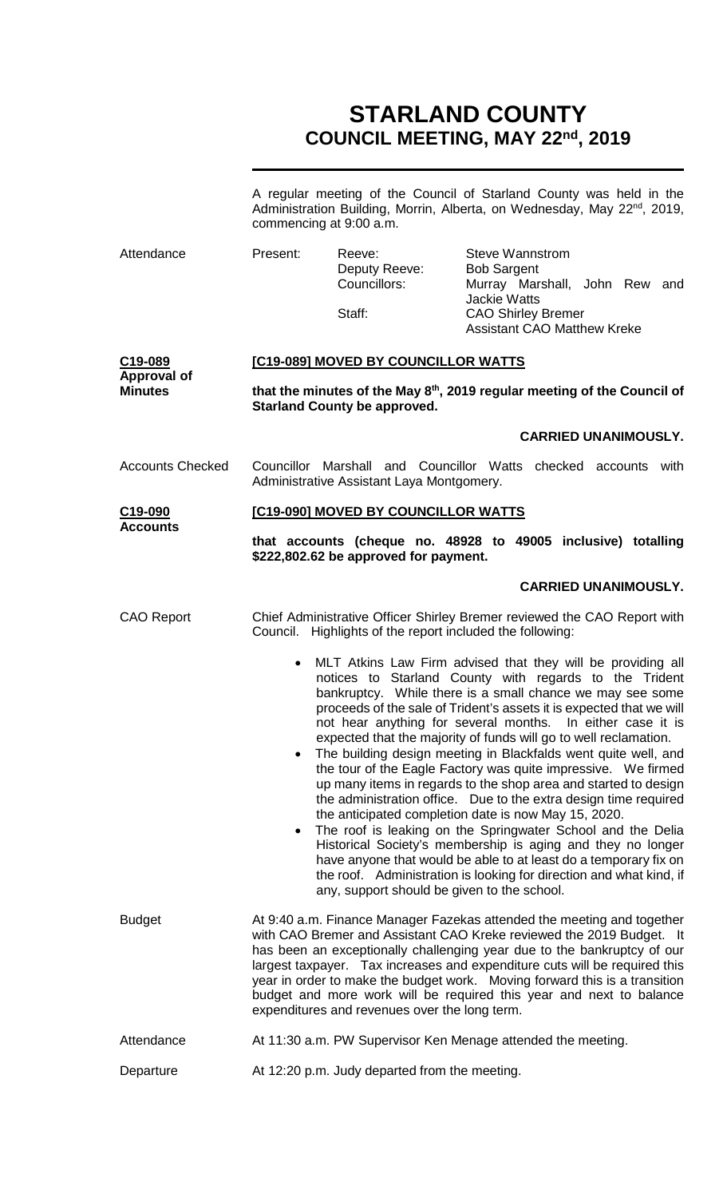# STARLAND COUNTY
## COUNCIL MEETING, MAY 22nd, 2019

A regular meeting of the Council of Starland County was held in the Administration Building, Morrin, Alberta, on Wednesday, May 22nd, 2019, commencing at 9:00 a.m.

**Attendance**

| Present: | Reeve: | Steve Wannstrom |
|---|---|---|
| | Deputy Reeve: | Bob Sargent |
| | Councillors: | Murray Marshall, John Rew and Jackie Watts |
| | Staff: | CAO Shirley Bremer |
| | | Assistant CAO Matthew Kreke |

**C19-089 Approval of Minutes**

**[C19-089] MOVED BY COUNCILLOR WATTS**

**that the minutes of the May 8th, 2019 regular meeting of the Council of Starland County be approved.**

**CARRIED UNANIMOUSLY.**

**Accounts Checked**

Councillor Marshall and Councillor Watts checked accounts with Administrative Assistant Laya Montgomery.

**C19-090 Accounts**

**[C19-090] MOVED BY COUNCILLOR WATTS**

**that accounts (cheque no. 48928 to 49005 inclusive) totalling $222,802.62 be approved for payment.**

**CARRIED UNANIMOUSLY.**

**CAO Report**

Chief Administrative Officer Shirley Bremer reviewed the CAO Report with Council. Highlights of the report included the following:

- MLT Atkins Law Firm advised that they will be providing all notices to Starland County with regards to the Trident bankruptcy. While there is a small chance we may see some proceeds of the sale of Trident's assets it is expected that we will not hear anything for several months. In either case it is expected that the majority of funds will go to well reclamation.
- The building design meeting in Blackfalds went quite well, and the tour of the Eagle Factory was quite impressive. We firmed up many items in regards to the shop area and started to design the administration office. Due to the extra design time required the anticipated completion date is now May 15, 2020.
- The roof is leaking on the Springwater School and the Delia Historical Society's membership is aging and they no longer have anyone that would be able to at least do a temporary fix on the roof. Administration is looking for direction and what kind, if any, support should be given to the school.

**Budget**

At 9:40 a.m. Finance Manager Fazekas attended the meeting and together with CAO Bremer and Assistant CAO Kreke reviewed the 2019 Budget. It has been an exceptionally challenging year due to the bankruptcy of our largest taxpayer. Tax increases and expenditure cuts will be required this year in order to make the budget work. Moving forward this is a transition budget and more work will be required this year and next to balance expenditures and revenues over the long term.

**Attendance**

At 11:30 a.m. PW Supervisor Ken Menage attended the meeting.

**Departure**

At 12:20 p.m. Judy departed from the meeting.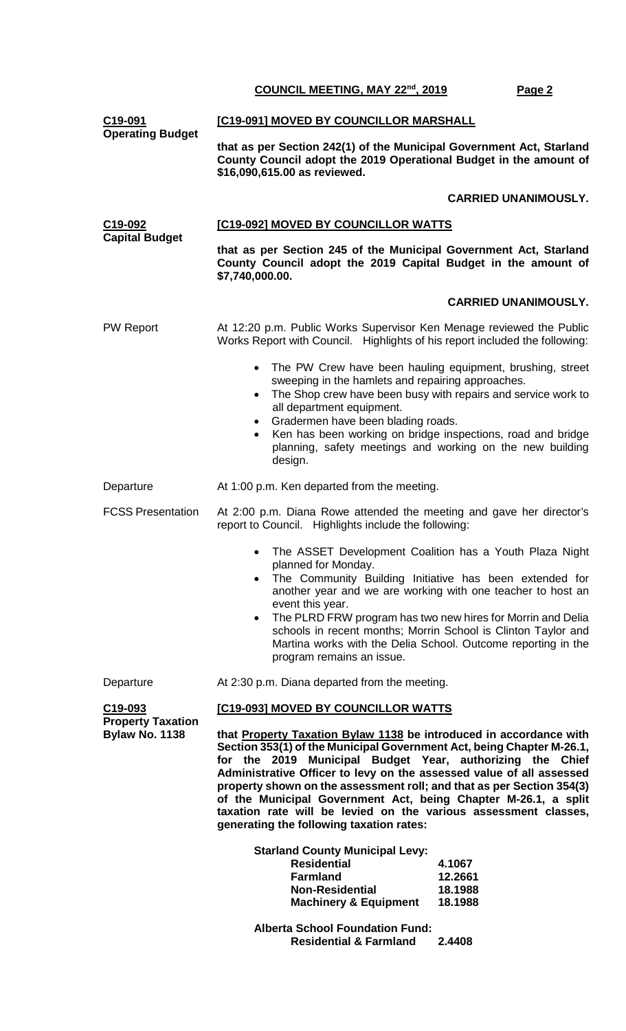**C19-091**
**Operating Budget**

**[C19-091] MOVED BY COUNCILLOR MARSHALL**

**that as per Section 242(1) of the Municipal Government Act, Starland County Council adopt the 2019 Operational Budget in the amount of $16,090,615.00 as reviewed.**

**CARRIED UNANIMOUSLY.**

**C19-092**
**Capital Budget**

**[C19-092] MOVED BY COUNCILLOR WATTS**

**that as per Section 245 of the Municipal Government Act, Starland County Council adopt the 2019 Capital Budget in the amount of $7,740,000.00.**

**CARRIED UNANIMOUSLY.**

PW Report

At 12:20 p.m. Public Works Supervisor Ken Menage reviewed the Public Works Report with Council. Highlights of his report included the following:

- The PW Crew have been hauling equipment, brushing, street sweeping in the hamlets and repairing approaches.
- The Shop crew have been busy with repairs and service work to all department equipment.
- Gradermen have been blading roads.
- Ken has been working on bridge inspections, road and bridge planning, safety meetings and working on the new building design.

Departure

At 1:00 p.m. Ken departed from the meeting.

FCSS Presentation

At 2:00 p.m. Diana Rowe attended the meeting and gave her director's report to Council. Highlights include the following:

- The ASSET Development Coalition has a Youth Plaza Night planned for Monday.
- The Community Building Initiative has been extended for another year and we are working with one teacher to host an event this year.
- The PLRD FRW program has two new hires for Morrin and Delia schools in recent months; Morrin School is Clinton Taylor and Martina works with the Delia School. Outcome reporting in the program remains an issue.

Departure

At 2:30 p.m. Diana departed from the meeting.

**C19-093**
**Property Taxation Bylaw No. 1138**

**[C19-093] MOVED BY COUNCILLOR WATTS**

**that Property Taxation Bylaw 1138 be introduced in accordance with Section 353(1) of the Municipal Government Act, being Chapter M-26.1, for the 2019 Municipal Budget Year, authorizing the Chief Administrative Officer to levy on the assessed value of all assessed property shown on the assessment roll; and that as per Section 354(3) of the Municipal Government Act, being Chapter M-26.1, a split taxation rate will be levied on the various assessment classes, generating the following taxation rates:**

**Starland County Municipal Levy:**

| | |
|---|---|
| **Residential** | **4.1067** |
| **Farmland** | **12.2661** |
| **Non-Residential** | **18.1988** |
| **Machinery & Equipment** | **18.1988** |

**Alberta School Foundation Fund:**

| | |
|---|---|
| **Residential & Farmland** | **2.4408** |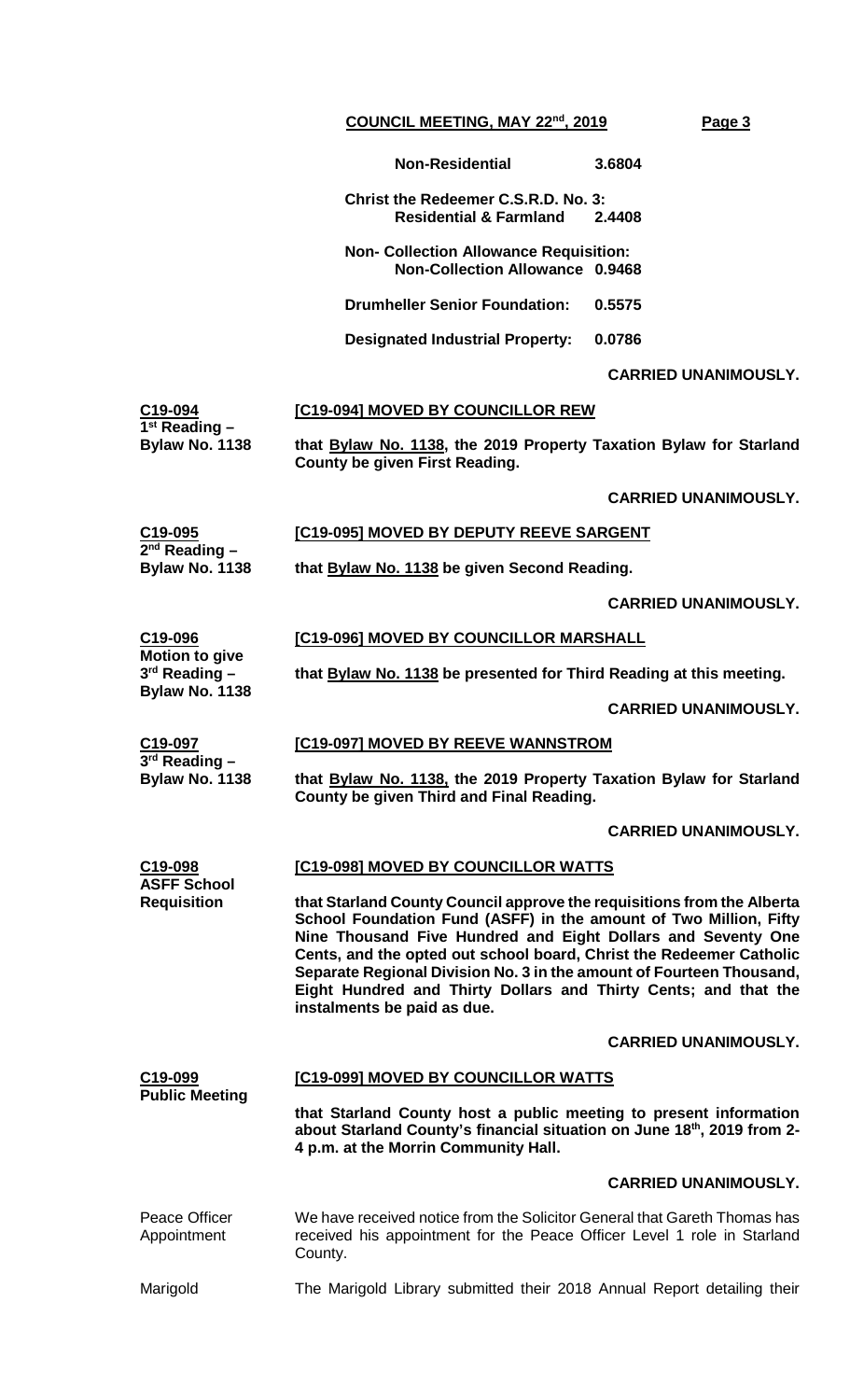| | |
|---|---|
| **Non-Residential** | **3.6804** |
| **Christ the Redeemer C.S.R.D. No. 3: Residential & Farmland** | **2.4408** |
| **Non- Collection Allowance Requisition: Non-Collection Allowance** | **0.9468** |
| **Drumheller Senior Foundation:** | **0.5575** |
| **Designated Industrial Property:** | **0.0786** |

**CARRIED UNANIMOUSLY.**

**C19-094**
**1st Reading – Bylaw No. 1138**

**[C19-094] MOVED BY COUNCILLOR REW**

**that Bylaw No. 1138, the 2019 Property Taxation Bylaw for Starland County be given First Reading.**

**CARRIED UNANIMOUSLY.**

**C19-095**
**2nd Reading – Bylaw No. 1138**

**[C19-095] MOVED BY DEPUTY REEVE SARGENT**

**that Bylaw No. 1138 be given Second Reading.**

**CARRIED UNANIMOUSLY.**

**C19-096**
**Motion to give 3rd Reading – Bylaw No. 1138**

**[C19-096] MOVED BY COUNCILLOR MARSHALL**

**that Bylaw No. 1138 be presented for Third Reading at this meeting.**

**CARRIED UNANIMOUSLY.**

**C19-097**
**3rd Reading – Bylaw No. 1138**

**[C19-097] MOVED BY REEVE WANNSTROM**

**that Bylaw No. 1138, the 2019 Property Taxation Bylaw for Starland County be given Third and Final Reading.**

**CARRIED UNANIMOUSLY.**

**C19-098**
**ASFF School Requisition**

**[C19-098] MOVED BY COUNCILLOR WATTS**

**that Starland County Council approve the requisitions from the Alberta School Foundation Fund (ASFF) in the amount of Two Million, Fifty Nine Thousand Five Hundred and Eight Dollars and Seventy One Cents, and the opted out school board, Christ the Redeemer Catholic Separate Regional Division No. 3 in the amount of Fourteen Thousand, Eight Hundred and Thirty Dollars and Thirty Cents; and that the instalments be paid as due.**

**CARRIED UNANIMOUSLY.**

**C19-099**
**Public Meeting**

**[C19-099] MOVED BY COUNCILLOR WATTS**

**that Starland County host a public meeting to present information about Starland County's financial situation on June 18th, 2019 from 2-4 p.m. at the Morrin Community Hall.**

**CARRIED UNANIMOUSLY.**

Peace Officer Appointment

We have received notice from the Solicitor General that Gareth Thomas has received his appointment for the Peace Officer Level 1 role in Starland County.

Marigold

The Marigold Library submitted their 2018 Annual Report detailing their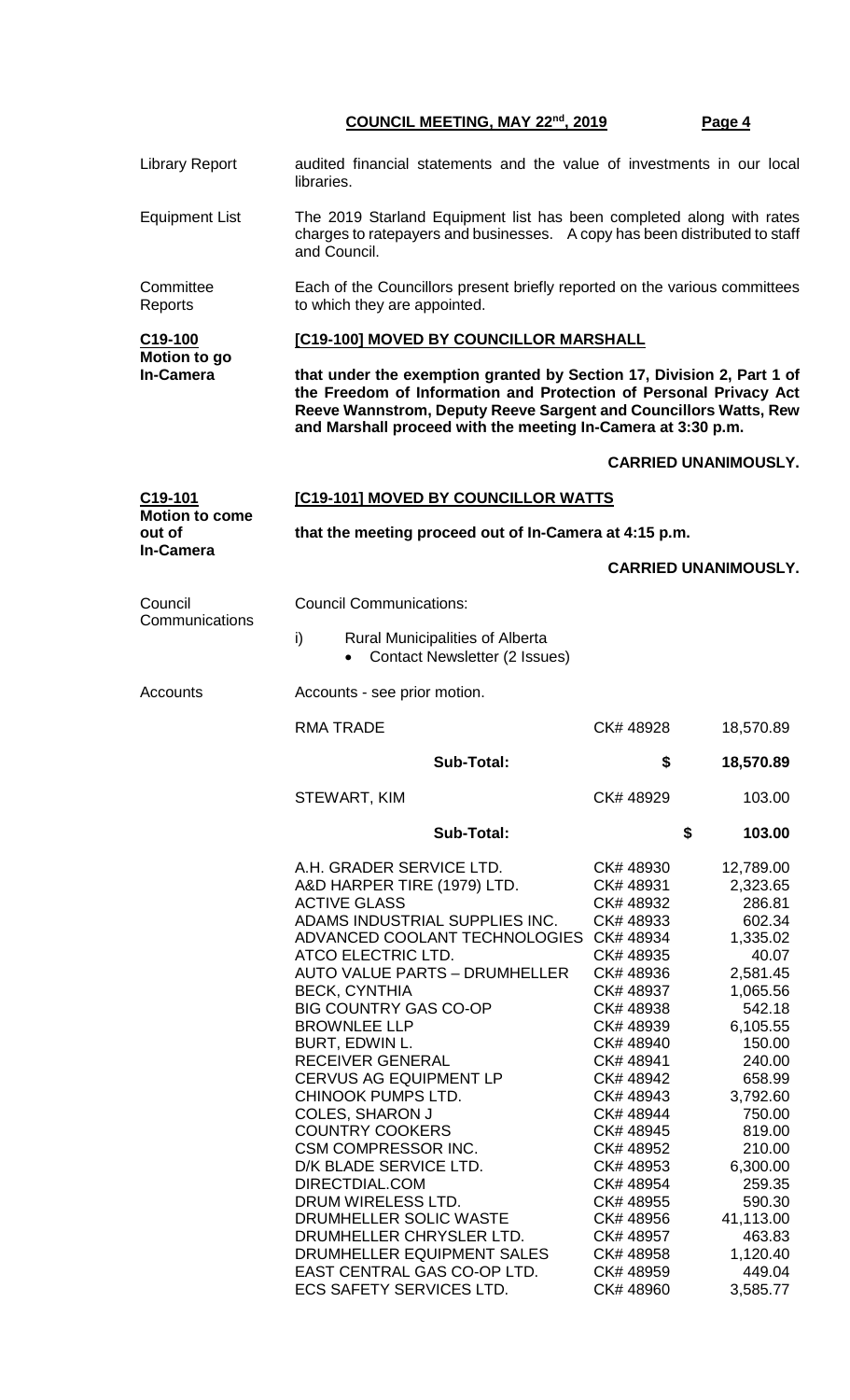**Library Report** audited financial statements and the value of investments in our local libraries.

**Equipment List** The 2019 Starland Equipment list has been completed along with rates charges to ratepayers and businesses. A copy has been distributed to staff and Council.

**Committee Reports** Each of the Councillors present briefly reported on the various committees to which they are appointed.

**C19-100 Motion to go In-Camera**

**[C19-100] MOVED BY COUNCILLOR MARSHALL**

**that under the exemption granted by Section 17, Division 2, Part 1 of the Freedom of Information and Protection of Personal Privacy Act Reeve Wannstrom, Deputy Reeve Sargent and Councillors Watts, Rew and Marshall proceed with the meeting In-Camera at 3:30 p.m.**

**CARRIED UNANIMOUSLY.**

**C19-101 Motion to come out of In-Camera**

**[C19-101] MOVED BY COUNCILLOR WATTS**

**that the meeting proceed out of In-Camera at 4:15 p.m.**

**CARRIED UNANIMOUSLY.**

**Council Communications**

Council Communications:

i) Rural Municipalities of Alberta
- Contact Newsletter (2 Issues)

**Accounts** Accounts - see prior motion.

| | | |
|---|---|---|
| RMA TRADE | CK# 48928 | 18,570.89 |
| **Sub-Total:** | **$** | **18,570.89** |
| STEWART, KIM | CK# 48929 | 103.00 |
| **Sub-Total:** | **$** | **103.00** |
| A.H. GRADER SERVICE LTD. | CK# 48930 | 12,789.00 |
| A&D HARPER TIRE (1979) LTD. | CK# 48931 | 2,323.65 |
| ACTIVE GLASS | CK# 48932 | 286.81 |
| ADAMS INDUSTRIAL SUPPLIES INC. | CK# 48933 | 602.34 |
| ADVANCED COOLANT TECHNOLOGIES | CK# 48934 | 1,335.02 |
| ATCO ELECTRIC LTD. | CK# 48935 | 40.07 |
| AUTO VALUE PARTS – DRUMHELLER | CK# 48936 | 2,581.45 |
| BECK, CYNTHIA | CK# 48937 | 1,065.56 |
| BIG COUNTRY GAS CO-OP | CK# 48938 | 542.18 |
| BROWNLEE LLP | CK# 48939 | 6,105.55 |
| BURT, EDWIN L. | CK# 48940 | 150.00 |
| RECEIVER GENERAL | CK# 48941 | 240.00 |
| CERVUS AG EQUIPMENT LP | CK# 48942 | 658.99 |
| CHINOOK PUMPS LTD. | CK# 48943 | 3,792.60 |
| COLES, SHARON J | CK# 48944 | 750.00 |
| COUNTRY COOKERS | CK# 48945 | 819.00 |
| CSM COMPRESSOR INC. | CK# 48952 | 210.00 |
| D/K BLADE SERVICE LTD. | CK# 48953 | 6,300.00 |
| DIRECTDIAL.COM | CK# 48954 | 259.35 |
| DRUM WIRELESS LTD. | CK# 48955 | 590.30 |
| DRUMHELLER SOLIC WASTE | CK# 48956 | 41,113.00 |
| DRUMHELLER CHRYSLER LTD. | CK# 48957 | 463.83 |
| DRUMHELLER EQUIPMENT SALES | CK# 48958 | 1,120.40 |
| EAST CENTRAL GAS CO-OP LTD. | CK# 48959 | 449.04 |
| ECS SAFETY SERVICES LTD. | CK# 48960 | 3,585.77 |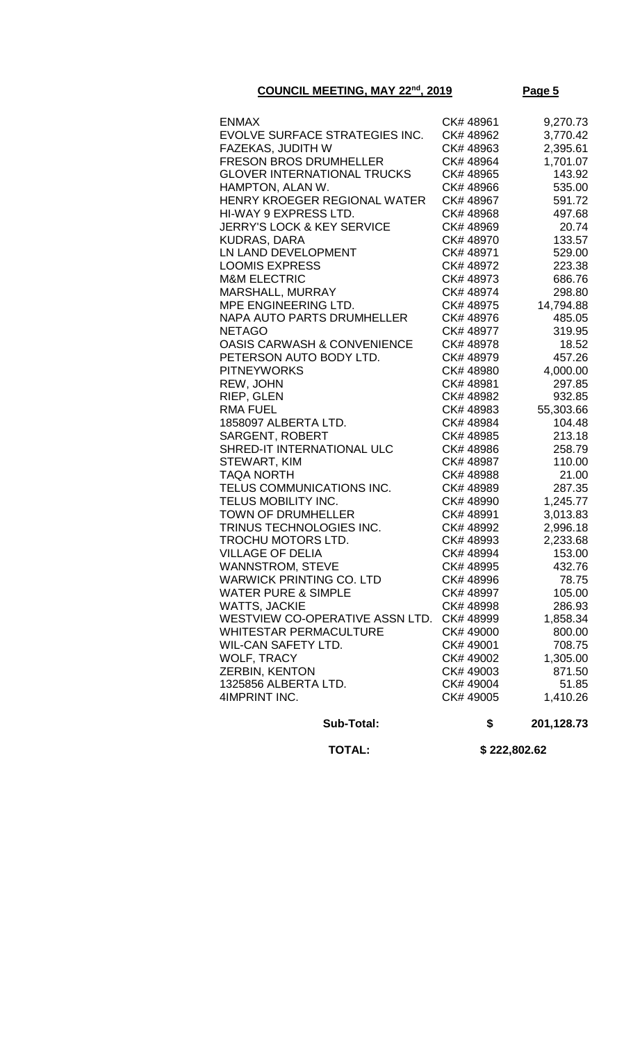**COUNCIL MEETING, MAY 22nd, 2019** **Page 5**

| | | |
|---|---|---|
| ENMAX | CK# 48961 | 9,270.73 |
| EVOLVE SURFACE STRATEGIES INC. | CK# 48962 | 3,770.42 |
| FAZEKAS, JUDITH W | CK# 48963 | 2,395.61 |
| FRESON BROS DRUMHELLER | CK# 48964 | 1,701.07 |
| GLOVER INTERNATIONAL TRUCKS | CK# 48965 | 143.92 |
| HAMPTON, ALAN W. | CK# 48966 | 535.00 |
| HENRY KROEGER REGIONAL WATER | CK# 48967 | 591.72 |
| HI-WAY 9 EXPRESS LTD. | CK# 48968 | 497.68 |
| JERRY'S LOCK & KEY SERVICE | CK# 48969 | 20.74 |
| KUDRAS, DARA | CK# 48970 | 133.57 |
| LN LAND DEVELOPMENT | CK# 48971 | 529.00 |
| LOOMIS EXPRESS | CK# 48972 | 223.38 |
| M&M ELECTRIC | CK# 48973 | 686.76 |
| MARSHALL, MURRAY | CK# 48974 | 298.80 |
| MPE ENGINEERING LTD. | CK# 48975 | 14,794.88 |
| NAPA AUTO PARTS DRUMHELLER | CK# 48976 | 485.05 |
| NETAGO | CK# 48977 | 319.95 |
| OASIS CARWASH & CONVENIENCE | CK# 48978 | 18.52 |
| PETERSON AUTO BODY LTD. | CK# 48979 | 457.26 |
| PITNEYWORKS | CK# 48980 | 4,000.00 |
| REW, JOHN | CK# 48981 | 297.85 |
| RIEP, GLEN | CK# 48982 | 932.85 |
| RMA FUEL | CK# 48983 | 55,303.66 |
| 1858097 ALBERTA LTD. | CK# 48984 | 104.48 |
| SARGENT, ROBERT | CK# 48985 | 213.18 |
| SHRED-IT INTERNATIONAL ULC | CK# 48986 | 258.79 |
| STEWART, KIM | CK# 48987 | 110.00 |
| TAQA NORTH | CK# 48988 | 21.00 |
| TELUS COMMUNICATIONS INC. | CK# 48989 | 287.35 |
| TELUS MOBILITY INC. | CK# 48990 | 1,245.77 |
| TOWN OF DRUMHELLER | CK# 48991 | 3,013.83 |
| TRINUS TECHNOLOGIES INC. | CK# 48992 | 2,996.18 |
| TROCHU MOTORS LTD. | CK# 48993 | 2,233.68 |
| VILLAGE OF DELIA | CK# 48994 | 153.00 |
| WANNSTROM, STEVE | CK# 48995 | 432.76 |
| WARWICK PRINTING CO. LTD | CK# 48996 | 78.75 |
| WATER PURE & SIMPLE | CK# 48997 | 105.00 |
| WATTS, JACKIE | CK# 48998 | 286.93 |
| WESTVIEW CO-OPERATIVE ASSN LTD. | CK# 48999 | 1,858.34 |
| WHITESTAR PERMACULTURE | CK# 49000 | 800.00 |
| WIL-CAN SAFETY LTD. | CK# 49001 | 708.75 |
| WOLF, TRACY | CK# 49002 | 1,305.00 |
| ZERBIN, KENTON | CK# 49003 | 871.50 |
| 1325856 ALBERTA LTD. | CK# 49004 | 51.85 |
| 4IMPRINT INC. | CK# 49005 | 1,410.26 |
| **Sub-Total:** | **$** | **201,128.73** |
| **TOTAL:** | **$ 222,802.62** | |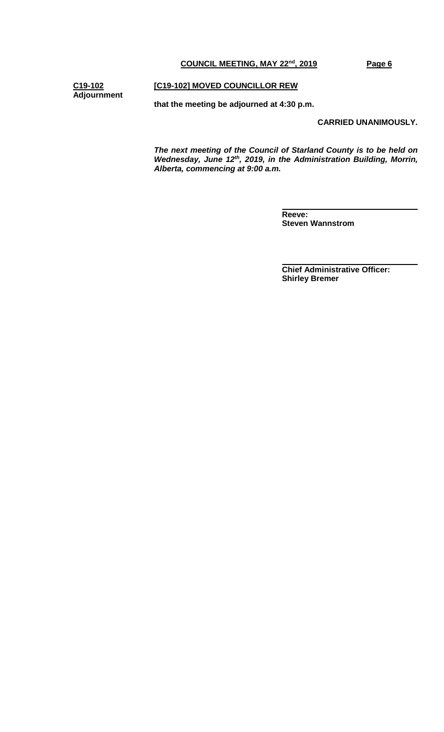**C19-102**
**Adjournment**

**[C19-102] MOVED COUNCILLOR REW**

**that the meeting be adjourned at 4:30 p.m.**

**CARRIED UNANIMOUSLY.**

***The next meeting of the Council of Starland County is to be held on Wednesday, June 12th, 2019, in the Administration Building, Morrin, Alberta, commencing at 9:00 a.m.***

______________________________
**Reeve:**
**Steven Wannstrom**

______________________________
**Chief Administrative Officer:**
**Shirley Bremer**